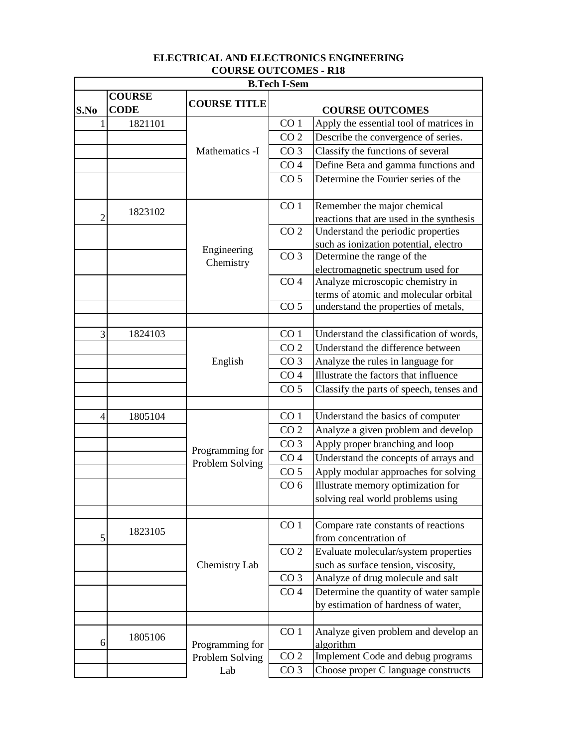**ELECTRICAL AND ELECTRONICS ENGINEERING**
**COURSE OUTCOMES - R18**

| B.Tech I-Sem | | | | |
|---|---|---|---|---|
| **S.No** | **COURSE CODE** | **COURSE TITLE** | **COURSE OUTCOMES** | |
| 1 | 1821101 | Mathematics -I | CO 1 | Apply the essential tool of matrices in |
| | | | CO 2 | Describe the convergence of series. |
| | | | CO 3 | Classify the functions of several |
| | | | CO 4 | Define Beta and gamma functions and |
| | | | CO 5 | Determine the Fourier series of the |
| | | | | |
| 2 | 1823102 | Engineering Chemistry | CO 1 | Remember the major chemical reactions that are used in the synthesis |
| | | | CO 2 | Understand the periodic properties such as ionization potential, electro |
| | | | CO 3 | Determine the range of the electromagnetic spectrum used for |
| | | | CO 4 | Analyze microscopic chemistry in terms of atomic and molecular orbital |
| | | | CO 5 | understand the properties of metals, |
| | | | | |
| 3 | 1824103 | English | CO 1 | Understand the classification of words, |
| | | | CO 2 | Understand the difference between |
| | | | CO 3 | Analyze the rules in language for |
| | | | CO 4 | Illustrate the factors that influence |
| | | | CO 5 | Classify the parts of speech, tenses and |
| | | | | |
| 4 | 1805104 | Programming for Problem Solving | CO 1 | Understand the basics of computer |
| | | | CO 2 | Analyze a given problem and develop |
| | | | CO 3 | Apply proper branching and loop |
| | | | CO 4 | Understand the concepts of arrays and |
| | | | CO 5 | Apply modular approaches for solving |
| | | | CO 6 | Illustrate memory optimization for solving real world problems using |
| | | | | |
| 5 | 1823105 | Chemistry Lab | CO 1 | Compare rate constants of reactions from concentration of |
| | | | CO 2 | Evaluate molecular/system properties such as surface tension, viscosity, |
| | | | CO 3 | Analyze of drug molecule and salt |
| | | | CO 4 | Determine the quantity of water sample by estimation of hardness of water, |
| | | | | |
| 6 | 1805106 | Programming for Problem Solving Lab | CO 1 | Analyze given problem and develop an algorithm |
| | | | CO 2 | Implement Code and debug programs |
| | | | CO 3 | Choose proper C language constructs |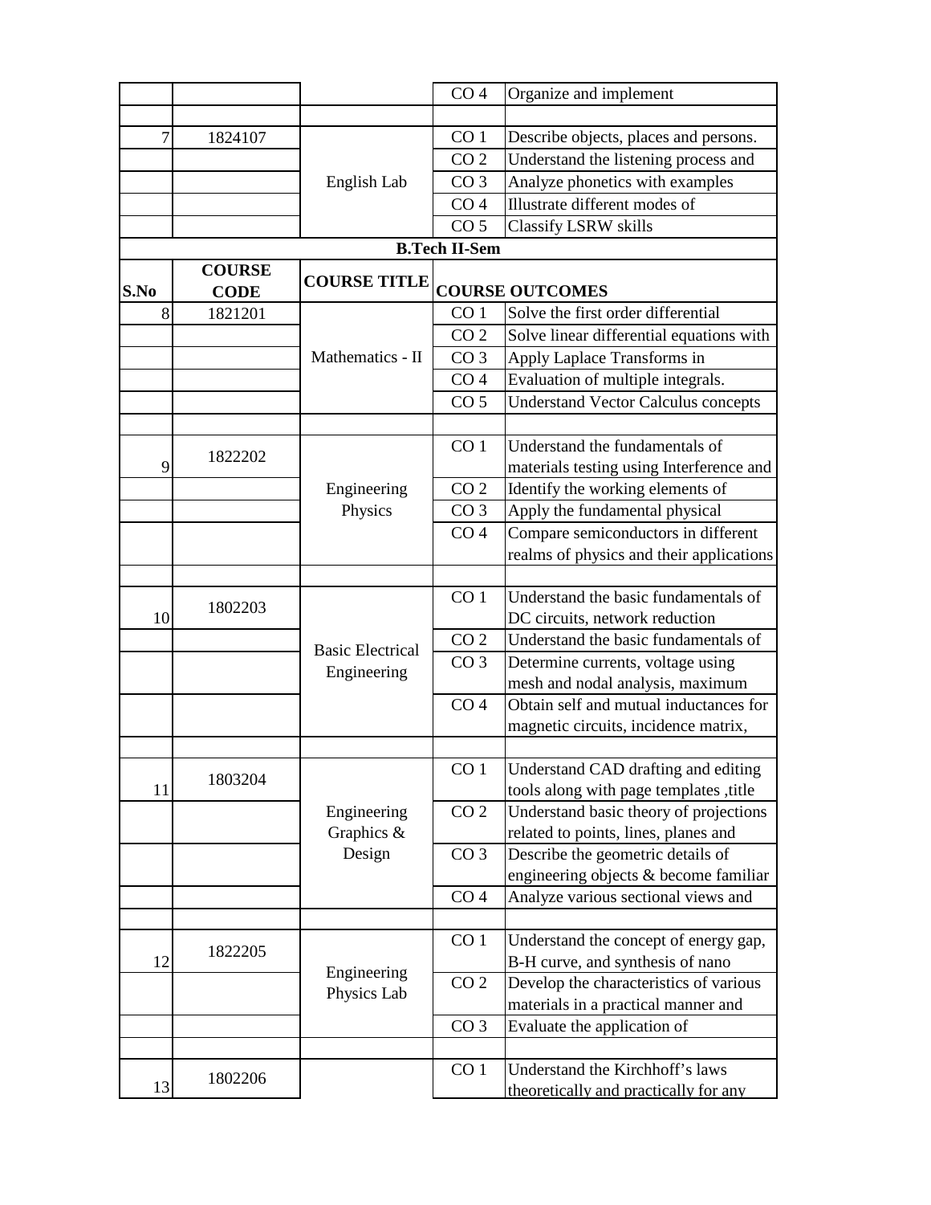| | | | CO 4 | Organize and implement |
|---|---|---|---|---|
| | | | | |
| 7 | 1824107 | English Lab | CO 1 | Describe objects, places and persons. |
| | | | CO 2 | Understand the listening process and |
| | | | CO 3 | Analyze phonetics with examples |
| | | | CO 4 | Illustrate different modes of |
| | | | CO 5 | Classify LSRW skills |

**B.Tech II-Sem**

| S.No | COURSE CODE | COURSE TITLE | COURSE OUTCOMES | |
|---|---|---|---|---|
| 8 | 1821201 | Mathematics - II | CO 1 | Solve the first order differential |
| | | | CO 2 | Solve linear differential equations with |
| | | | CO 3 | Apply Laplace Transforms in |
| | | | CO 4 | Evaluation of multiple integrals. |
| | | | CO 5 | Understand Vector Calculus concepts |
| | | | | |
| 9 | 1822202 | Engineering Physics | CO 1 | Understand the fundamentals of materials testing using Interference and |
| | | | CO 2 | Identify the working elements of |
| | | | CO 3 | Apply the fundamental physical |
| | | | CO 4 | Compare semiconductors in different realms of physics and their applications |
| | | | | |
| 10 | 1802203 | Basic Electrical Engineering | CO 1 | Understand the basic fundamentals of DC circuits, network reduction |
| | | | CO 2 | Understand the basic fundamentals of |
| | | | CO 3 | Determine currents, voltage using mesh and nodal analysis, maximum |
| | | | CO 4 | Obtain self and mutual inductances for magnetic circuits, incidence matrix, |
| | | | | |
| 11 | 1803204 | Engineering Graphics & Design | CO 1 | Understand CAD drafting and editing tools along with page templates ,title |
| | | | CO 2 | Understand basic theory of projections related to points, lines, planes and |
| | | | CO 3 | Describe the geometric details of engineering objects & become familiar |
| | | | CO 4 | Analyze various sectional views and |
| | | | | |
| 12 | 1822205 | Engineering Physics Lab | CO 1 | Understand the concept of energy gap, B-H curve, and synthesis of nano |
| | | | CO 2 | Develop the characteristics of various materials in a practical manner and |
| | | | CO 3 | Evaluate the application of |
| | | | | |
| 13 | 1802206 | | CO 1 | Understand the Kirchhoff's laws theoretically and practically for any |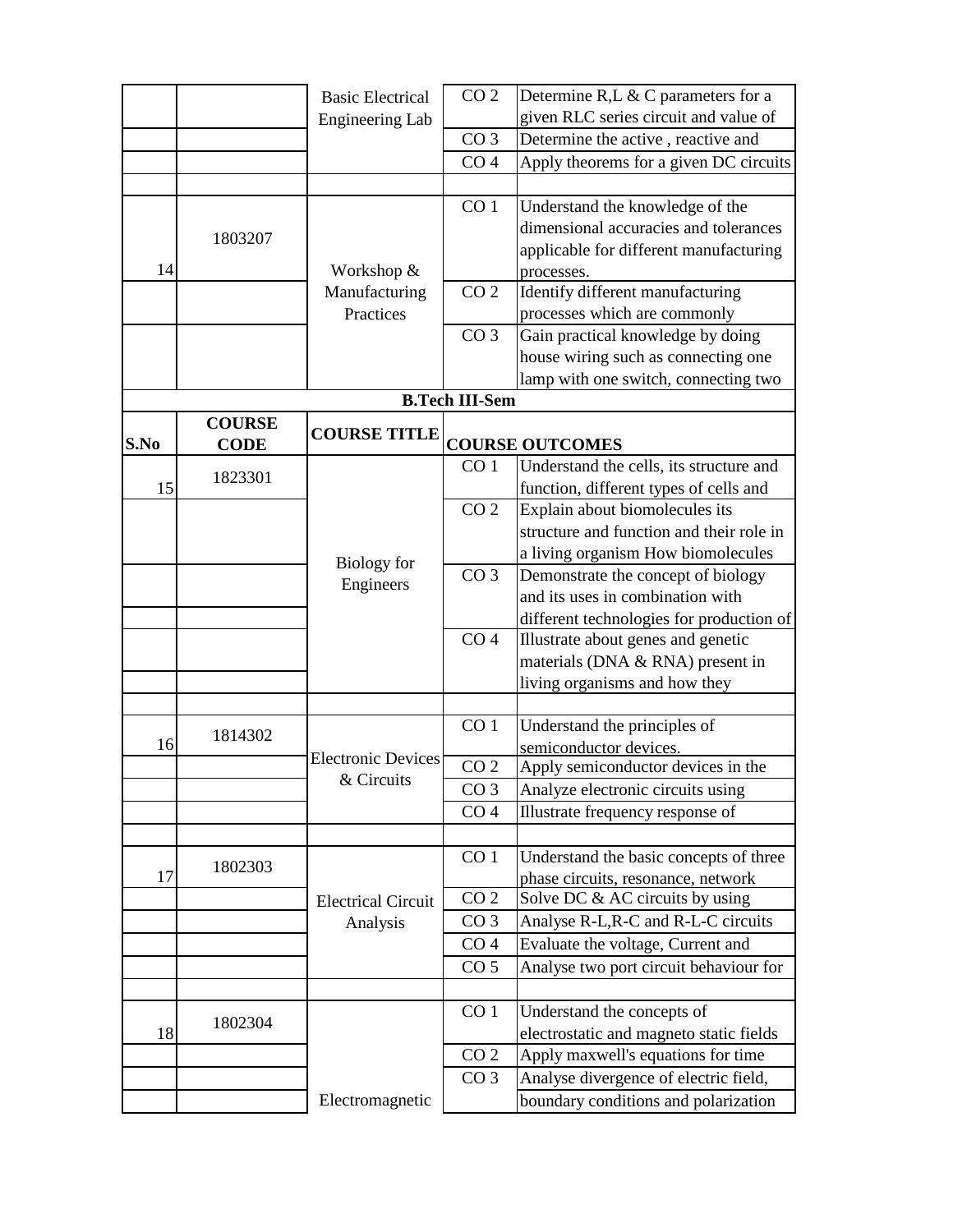| S.No | COURSE CODE | COURSE TITLE | | COURSE OUTCOMES |
|---|---|---|---|---|
| | | Basic Electrical Engineering Lab | CO 2 | Determine R,L & C parameters for a given RLC series circuit and value of |
| | | | CO 3 | Determine the active , reactive and |
| | | | CO 4 | Apply theorems for a given DC circuits |
| | | | | |
| 14 | 1803207 | Workshop & Manufacturing Practices | CO 1 | Understand the knowledge of the dimensional accuracies and tolerances applicable for different manufacturing processes. |
| | | | CO 2 | Identify different manufacturing processes which are commonly |
| | | | CO 3 | Gain practical knowledge by doing house wiring such as connecting one lamp with one switch, connecting two |
| **B.Tech III-Sem** | | | | |
| **S.No** | **COURSE CODE** | **COURSE TITLE** | | **COURSE OUTCOMES** |
| 15 | 1823301 | Biology for Engineers | CO 1 | Understand the cells, its structure and function, different types of cells and |
| | | | CO 2 | Explain about biomolecules its structure and function and their role in a living organism How biomolecules |
| | | | CO 3 | Demonstrate the concept of biology and its uses in combination with different technologies for production of |
| | | | CO 4 | Illustrate about genes and genetic materials (DNA & RNA) present in living organisms and how they |
| | | | | |
| 16 | 1814302 | Electronic Devices & Circuits | CO 1 | Understand the principles of semiconductor devices. |
| | | | CO 2 | Apply semiconductor devices in the |
| | | | CO 3 | Analyze electronic circuits using |
| | | | CO 4 | Illustrate frequency response of |
| | | | | |
| 17 | 1802303 | Electrical Circuit Analysis | CO 1 | Understand the basic concepts of three phase circuits, resonance, network |
| | | | CO 2 | Solve DC & AC circuits by using |
| | | | CO 3 | Analyse R-L,R-C and R-L-C circuits |
| | | | CO 4 | Evaluate the voltage, Current and |
| | | | CO 5 | Analyse two port circuit behaviour for |
| | | | | |
| 18 | 1802304 | Electromagnetic | CO 1 | Understand the concepts of electrostatic and magneto static fields |
| | | | CO 2 | Apply maxwell's equations for time |
| | | | CO 3 | Analyse divergence of electric field, boundary conditions and polarization |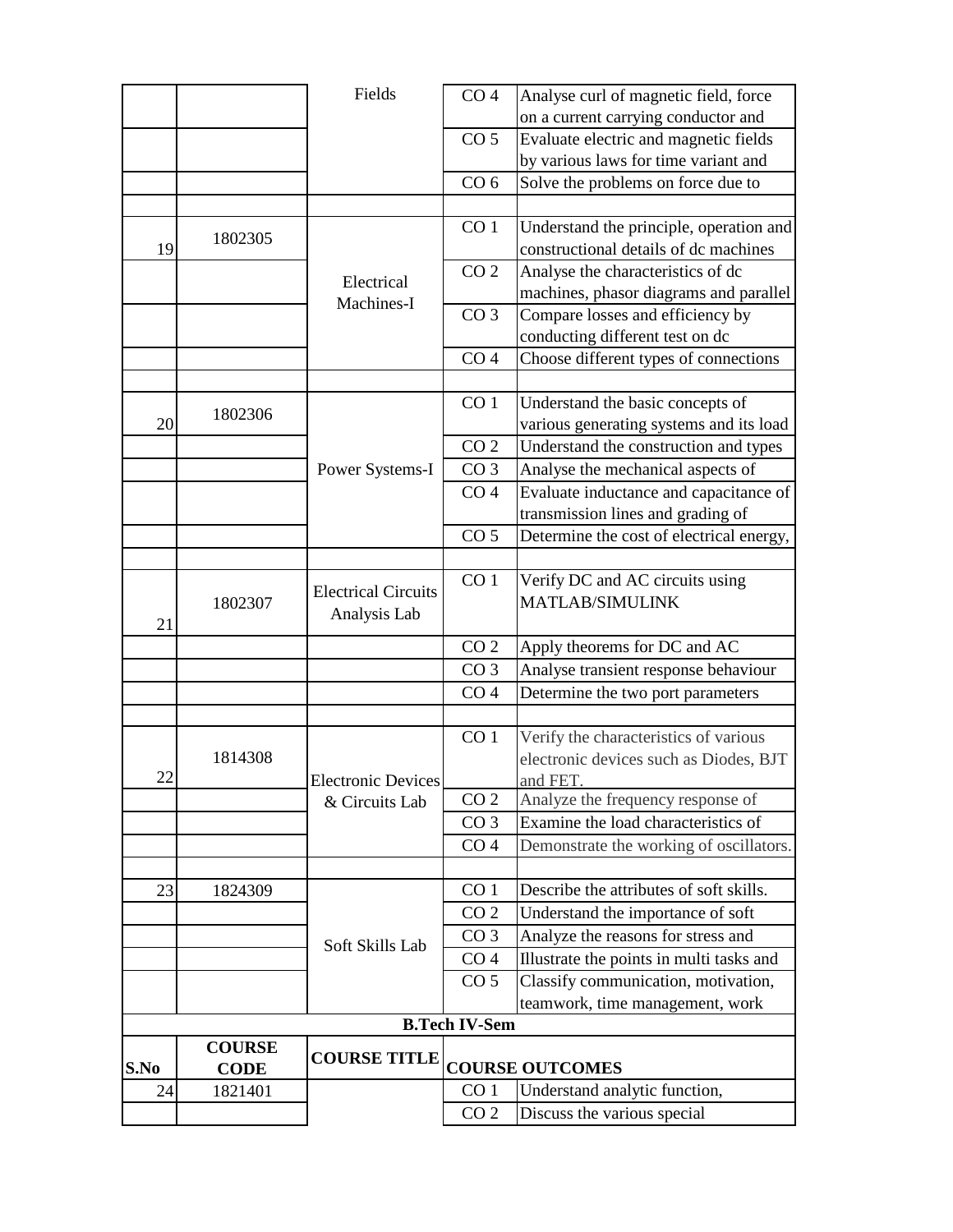| | | Fields | CO 4 | Analyse curl of magnetic field, force on a current carrying conductor and |
|---|---|---|---|---|
| | | | CO 5 | Evaluate electric and magnetic fields by various laws for time variant and |
| | | | CO 6 | Solve the problems on force due to |
| | | | | |
| 19 | 1802305 | Electrical Machines-I | CO 1 | Understand the principle, operation and constructional details of dc machines |
| | | | CO 2 | Analyse the characteristics of dc machines, phasor diagrams and parallel |
| | | | CO 3 | Compare losses and efficiency by conducting different test on dc |
| | | | CO 4 | Choose different types of connections |
| | | | | |
| 20 | 1802306 | Power Systems-I | CO 1 | Understand the basic concepts of various generating systems and its load |
| | | | CO 2 | Understand the construction and types |
| | | | CO 3 | Analyse the mechanical aspects of |
| | | | CO 4 | Evaluate inductance and capacitance of transmission lines and grading of |
| | | | CO 5 | Determine the cost of electrical energy, |
| | | | | |
| 21 | 1802307 | Electrical Circuits Analysis Lab | CO 1 | Verify DC and AC circuits using MATLAB/SIMULINK |
| | | | CO 2 | Apply theorems for DC and AC |
| | | | CO 3 | Analyse transient response behaviour |
| | | | CO 4 | Determine the two port parameters |
| | | | | |
| 22 | 1814308 | Electronic Devices & Circuits Lab | CO 1 | Verify the characteristics of various electronic devices such as Diodes, BJT and FET. |
| | | | CO 2 | Analyze the frequency response of |
| | | | CO 3 | Examine the load characteristics of |
| | | | CO 4 | Demonstrate the working of oscillators. |
| | | | | |
| 23 | 1824309 | Soft Skills Lab | CO 1 | Describe the attributes of soft skills. |
| | | | CO 2 | Understand the importance of soft |
| | | | CO 3 | Analyze the reasons for stress and |
| | | | CO 4 | Illustrate the points in multi tasks and |
| | | | CO 5 | Classify communication, motivation, teamwork, time management, work |
| **B.Tech IV-Sem** | | | | |
| **S.No** | **COURSE CODE** | **COURSE TITLE** | **COURSE OUTCOMES** | |
| 24 | 1821401 | | CO 1 | Understand analytic function, |
| | | | CO 2 | Discuss the various special |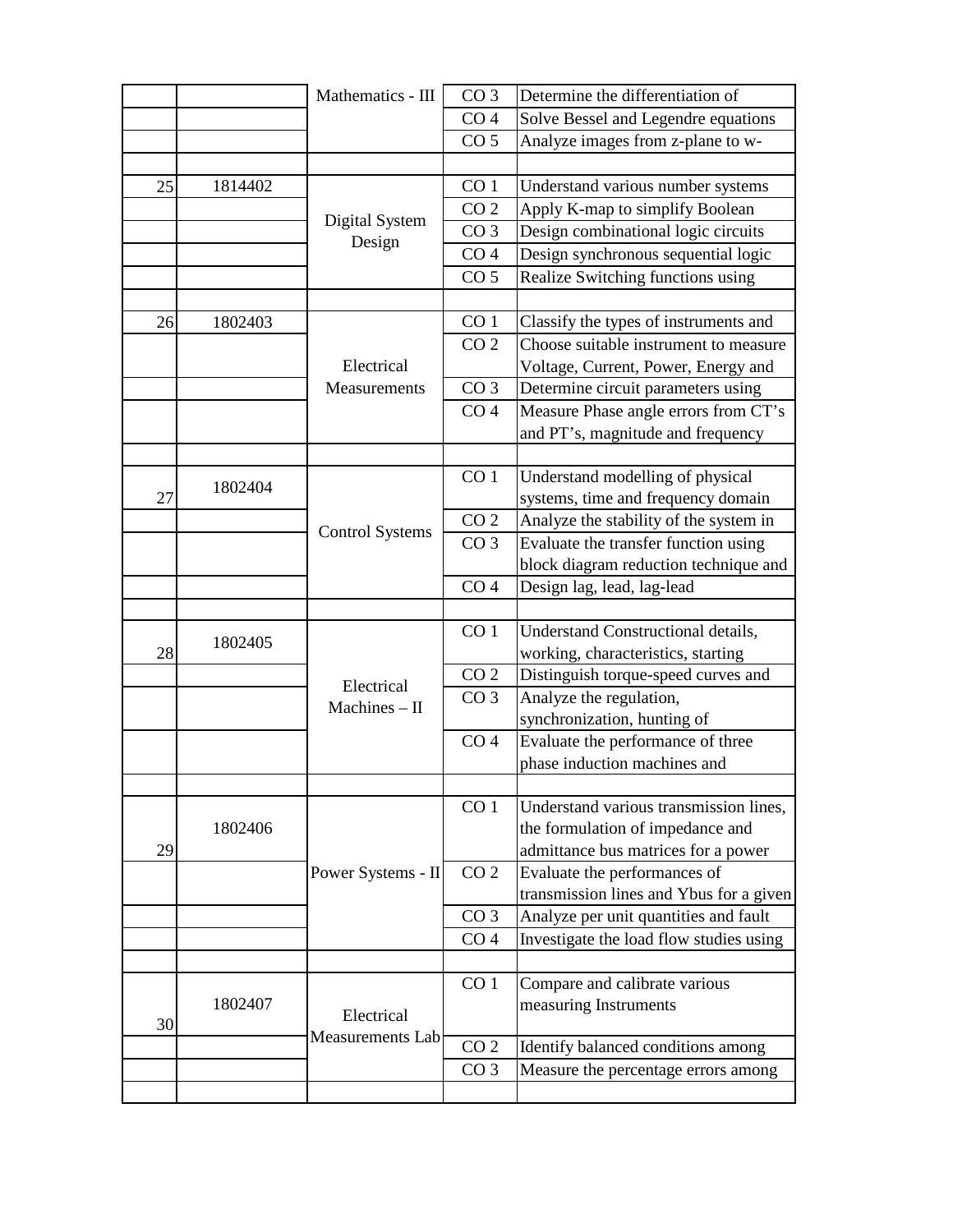| | | | | |
|---|---|---|---|---|
| | | Mathematics - III | CO 3 | Determine the differentiation of |
| | | | CO 4 | Solve Bessel and Legendre equations |
| | | | CO 5 | Analyze images from z-plane to w- |
| | | | | |
| 25 | 1814402 | Digital System Design | CO 1 | Understand various number systems |
| | | | CO 2 | Apply K-map to simplify Boolean |
| | | | CO 3 | Design combinational logic circuits |
| | | | CO 4 | Design synchronous sequential logic |
| | | | CO 5 | Realize Switching functions using |
| | | | | |
| 26 | 1802403 | Electrical Measurements | CO 1 | Classify the types of instruments and |
| | | | CO 2 | Choose suitable instrument to measure Voltage, Current, Power, Energy and |
| | | | CO 3 | Determine circuit parameters using |
| | | | CO 4 | Measure Phase angle errors from CT's and PT's, magnitude and frequency |
| | | | | |
| 27 | 1802404 | Control Systems | CO 1 | Understand modelling of physical systems, time and frequency domain |
| | | | CO 2 | Analyze the stability of the system in |
| | | | CO 3 | Evaluate the transfer function using block diagram reduction technique and |
| | | | CO 4 | Design lag, lead, lag-lead |
| | | | | |
| 28 | 1802405 | Electrical Machines – II | CO 1 | Understand Constructional details, working, characteristics, starting |
| | | | CO 2 | Distinguish torque-speed curves and |
| | | | CO 3 | Analyze the regulation, synchronization, hunting of |
| | | | CO 4 | Evaluate the performance of three phase induction machines and |
| | | | | |
| 29 | 1802406 | Power Systems - II | CO 1 | Understand various transmission lines, the formulation of impedance and admittance bus matrices for a power |
| | | | CO 2 | Evaluate the performances of transmission lines and Ybus for a given |
| | | | CO 3 | Analyze per unit quantities and fault |
| | | | CO 4 | Investigate the load flow studies using |
| | | | | |
| 30 | 1802407 | Electrical Measurements Lab | CO 1 | Compare and calibrate various measuring Instruments |
| | | | CO 2 | Identify balanced conditions among |
| | | | CO 3 | Measure the percentage errors among |
| | | | | |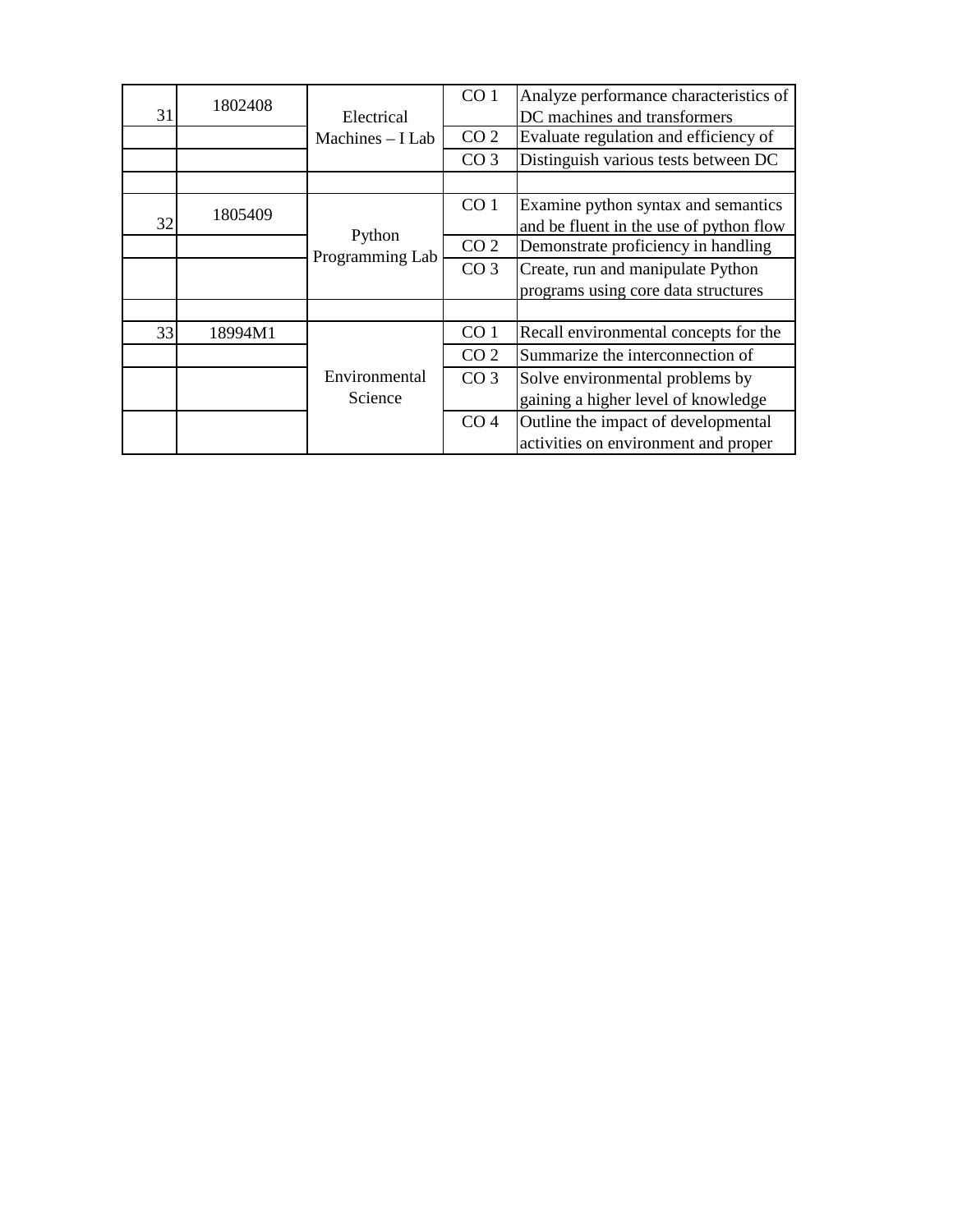| | | | | |
|---|---|---|---|---|
| 31 | 1802408 | Electrical Machines – I Lab | CO 1 | Analyze performance characteristics of DC machines and transformers |
| | | | CO 2 | Evaluate regulation and efficiency of |
| | | | CO 3 | Distinguish various tests between DC |
| | | | | |
| 32 | 1805409 | Python Programming Lab | CO 1 | Examine python syntax and semantics and be fluent in the use of python flow |
| | | | CO 2 | Demonstrate proficiency in handling |
| | | | CO 3 | Create, run and manipulate Python programs using core data structures |
| | | | | |
| 33 | 18994M1 | Environmental Science | CO 1 | Recall environmental concepts for the |
| | | | CO 2 | Summarize the interconnection of |
| | | | CO 3 | Solve environmental problems by gaining a higher level of knowledge |
| | | | CO 4 | Outline the impact of developmental activities on environment and proper |